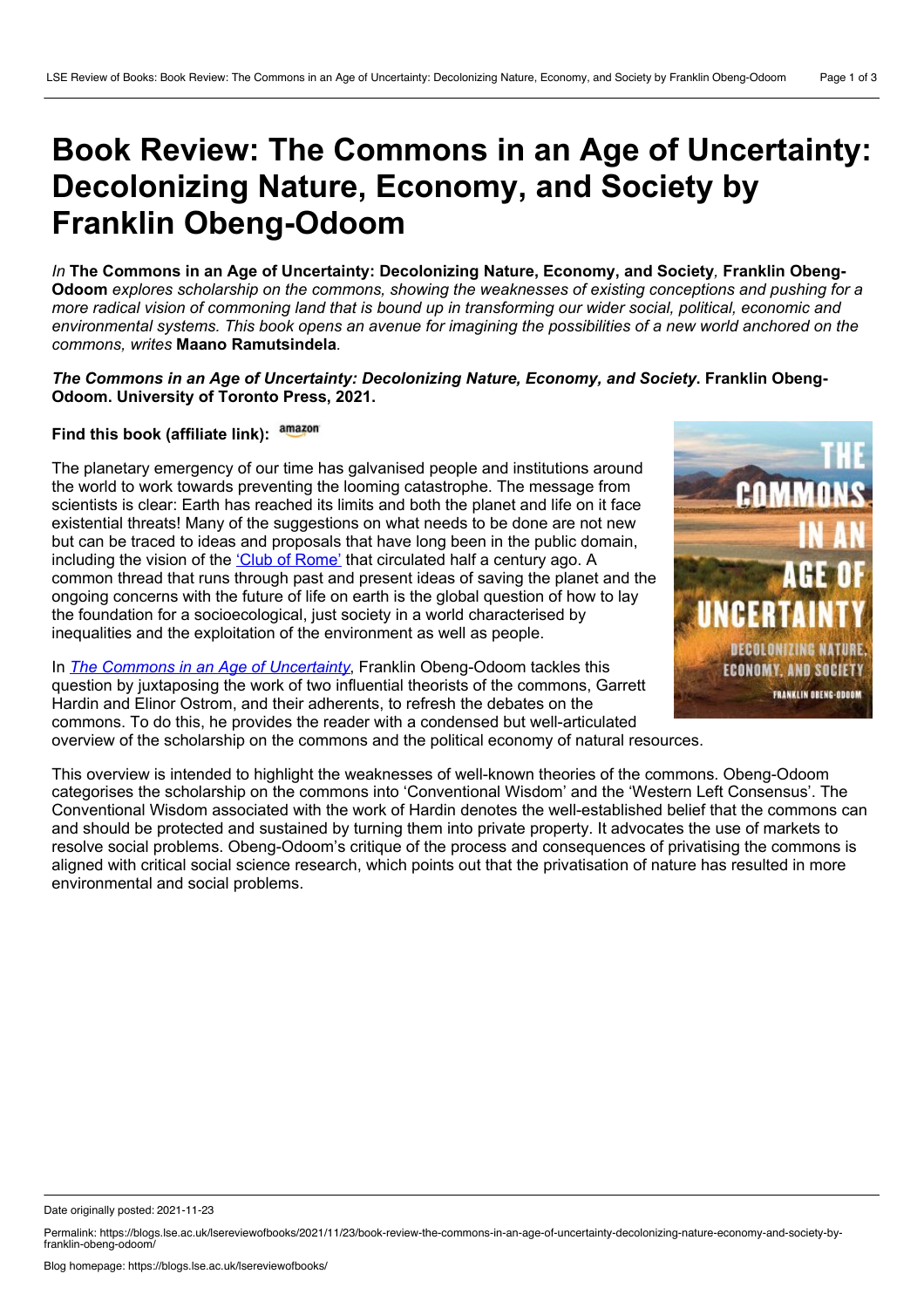# Book Review: The Commons in an Age of Uncertainty: Decolonizing Nature, Economy, and Society by Franklin Obeng-Odoom

*In* **The Commons in an Age of Uncertainty: Decolonizing Nature, Economy, and Society***,* **Franklin Obeng-Odoom** *explores scholarship on the commons, showing the weaknesses of existing conceptions and pushing for a more radical vision of commoning land that is bound up in transforming our wider social, political, economic and environmental systems. This book opens an avenue for imagining the possibilities of a new world anchored on the commons, writes* **Maano Ramutsindela***.*

***The Commons in an Age of Uncertainty: Decolonizing Nature, Economy, and Society*. Franklin Obeng-Odoom. University of Toronto Press, 2021.**

**Find this book (affiliate link):** amazon

The planetary emergency of our time has galvanised people and institutions around the world to work towards preventing the looming catastrophe. The message from scientists is clear: Earth has reached its limits and both the planet and life on it face existential threats! Many of the suggestions on what needs to be done are not new but can be traced to ideas and proposals that have long been in the public domain, including the vision of the 'Club of Rome' that circulated half a century ago. A common thread that runs through past and present ideas of saving the planet and the ongoing concerns with the future of life on earth is the global question of how to lay the foundation for a socioecological, just society in a world characterised by inequalities and the exploitation of the environment as well as people.

In *The Commons in an Age of Uncertainty*, Franklin Obeng-Odoom tackles this question by juxtaposing the work of two influential theorists of the commons, Garrett Hardin and Elinor Ostrom, and their adherents, to refresh the debates on the commons. To do this, he provides the reader with a condensed but well-articulated overview of the scholarship on the commons and the political economy of natural resources.

This overview is intended to highlight the weaknesses of well-known theories of the commons. Obeng-Odoom categorises the scholarship on the commons into 'Conventional Wisdom' and the 'Western Left Consensus'. The Conventional Wisdom associated with the work of Hardin denotes the well-established belief that the commons can and should be protected and sustained by turning them into private property. It advocates the use of markets to resolve social problems. Obeng-Odoom's critique of the process and consequences of privatising the commons is aligned with critical social science research, which points out that the privatisation of nature has resulted in more environmental and social problems.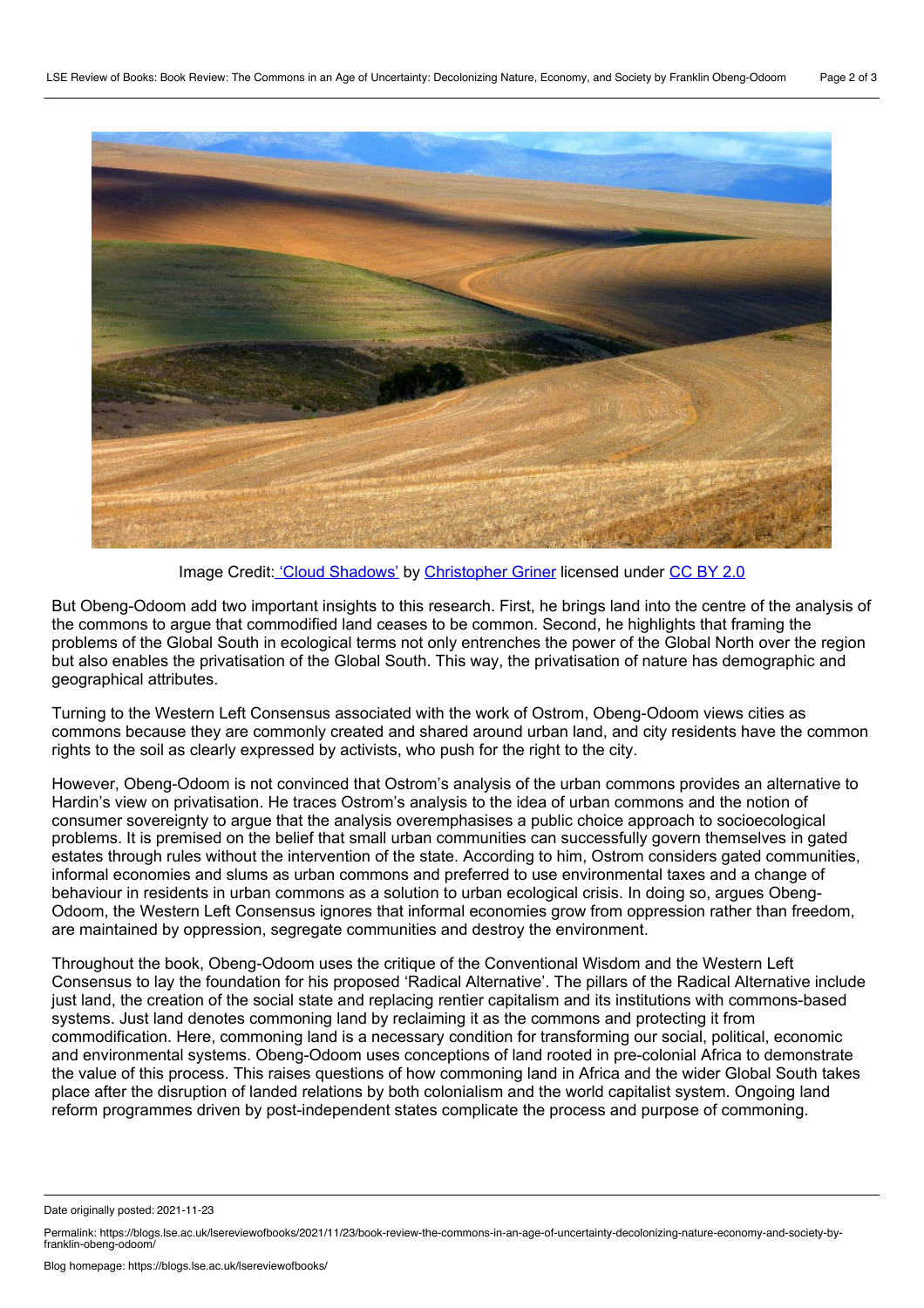Image Credit: 'Cloud Shadows' by Christopher Griner licensed under CC BY 2.0

But Obeng-Odoom add two important insights to this research. First, he brings land into the centre of the analysis of the commons to argue that commodified land ceases to be common. Second, he highlights that framing the problems of the Global South in ecological terms not only entrenches the power of the Global North over the region but also enables the privatisation of the Global South. This way, the privatisation of nature has demographic and geographical attributes.

Turning to the Western Left Consensus associated with the work of Ostrom, Obeng-Odoom views cities as commons because they are commonly created and shared around urban land, and city residents have the common rights to the soil as clearly expressed by activists, who push for the right to the city.

However, Obeng-Odoom is not convinced that Ostrom's analysis of the urban commons provides an alternative to Hardin's view on privatisation. He traces Ostrom's analysis to the idea of urban commons and the notion of consumer sovereignty to argue that the analysis overemphasises a public choice approach to socioecological problems. It is premised on the belief that small urban communities can successfully govern themselves in gated estates through rules without the intervention of the state. According to him, Ostrom considers gated communities, informal economies and slums as urban commons and preferred to use environmental taxes and a change of behaviour in residents in urban commons as a solution to urban ecological crisis. In doing so, argues Obeng-Odoom, the Western Left Consensus ignores that informal economies grow from oppression rather than freedom, are maintained by oppression, segregate communities and destroy the environment.

Throughout the book, Obeng-Odoom uses the critique of the Conventional Wisdom and the Western Left Consensus to lay the foundation for his proposed 'Radical Alternative'. The pillars of the Radical Alternative include just land, the creation of the social state and replacing rentier capitalism and its institutions with commons-based systems. Just land denotes commoning land by reclaiming it as the commons and protecting it from commodification. Here, commoning land is a necessary condition for transforming our social, political, economic and environmental systems. Obeng-Odoom uses conceptions of land rooted in pre-colonial Africa to demonstrate the value of this process. This raises questions of how commoning land in Africa and the wider Global South takes place after the disruption of landed relations by both colonialism and the world capitalist system. Ongoing land reform programmes driven by post-independent states complicate the process and purpose of commoning.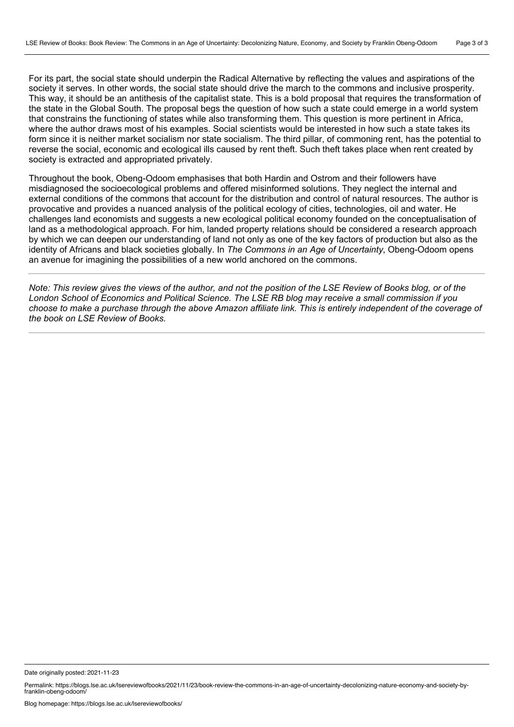For its part, the social state should underpin the Radical Alternative by reflecting the values and aspirations of the society it serves. In other words, the social state should drive the march to the commons and inclusive prosperity. This way, it should be an antithesis of the capitalist state. This is a bold proposal that requires the transformation of the state in the Global South. The proposal begs the question of how such a state could emerge in a world system that constrains the functioning of states while also transforming them. This question is more pertinent in Africa, where the author draws most of his examples. Social scientists would be interested in how such a state takes its form since it is neither market socialism nor state socialism. The third pillar, of commoning rent, has the potential to reverse the social, economic and ecological ills caused by rent theft. Such theft takes place when rent created by society is extracted and appropriated privately.

Throughout the book, Obeng-Odoom emphasises that both Hardin and Ostrom and their followers have misdiagnosed the socioecological problems and offered misinformed solutions. They neglect the internal and external conditions of the commons that account for the distribution and control of natural resources. The author is provocative and provides a nuanced analysis of the political ecology of cities, technologies, oil and water. He challenges land economists and suggests a new ecological political economy founded on the conceptualisation of land as a methodological approach. For him, landed property relations should be considered a research approach by which we can deepen our understanding of land not only as one of the key factors of production but also as the identity of Africans and black societies globally. In *The Commons in an Age of Uncertainty*, Obeng-Odoom opens an avenue for imagining the possibilities of a new world anchored on the commons.

---

*Note: This review gives the views of the author, and not the position of the LSE Review of Books blog, or of the London School of Economics and Political Science. The LSE RB blog may receive a small commission if you choose to make a purchase through the above Amazon affiliate link. This is entirely independent of the coverage of the book on LSE Review of Books.*

---

Date originally posted: 2021-11-23

Permalink: https://blogs.lse.ac.uk/lsereviewofbooks/2021/11/23/book-review-the-commons-in-an-age-of-uncertainty-decolonizing-nature-economy-and-society-by-franklin-obeng-odoom/

Blog homepage: https://blogs.lse.ac.uk/lsereviewofbooks/